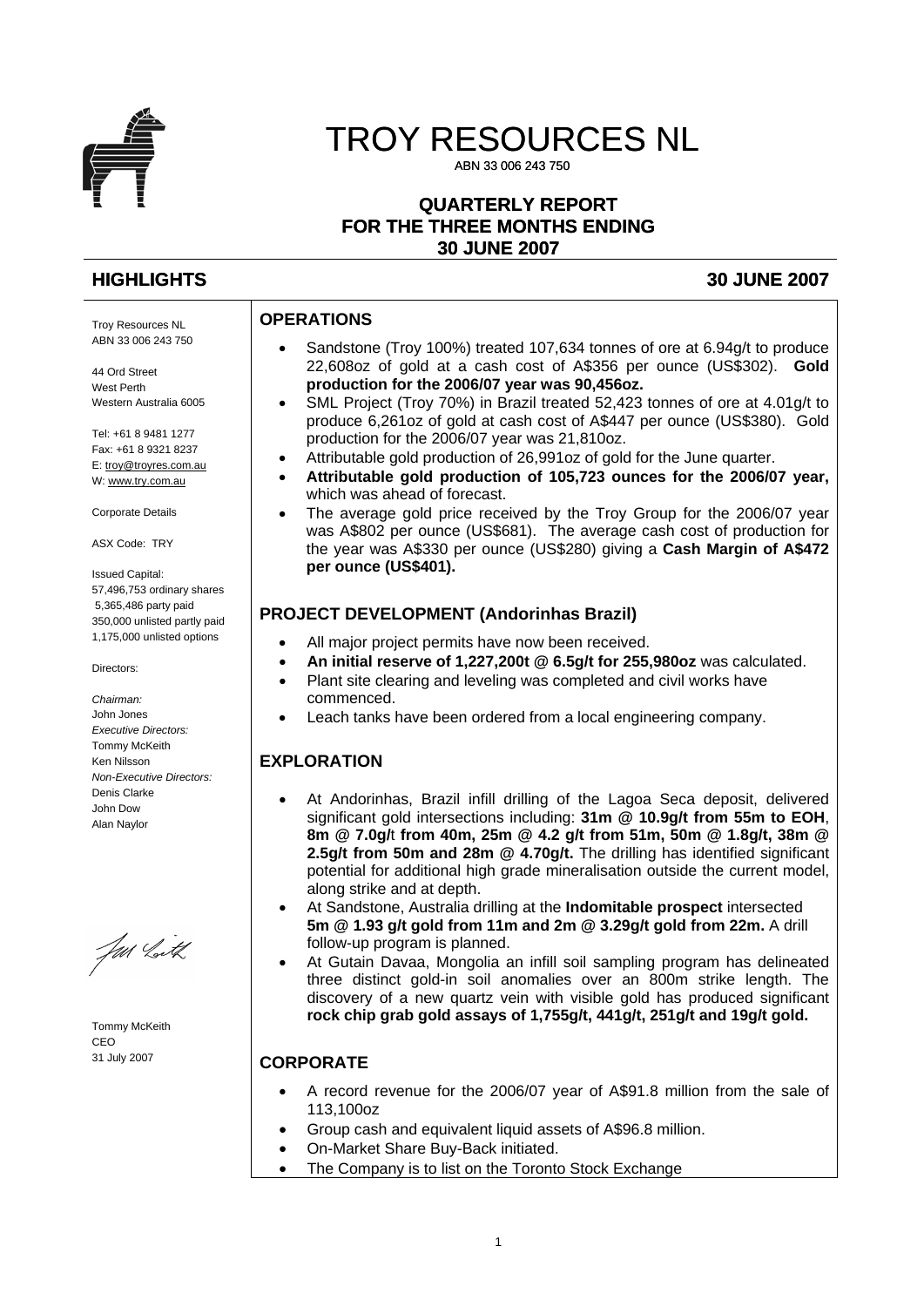# TROY RESOURCES NL

ABN 33 006 243 750

## QUARTERLY REPORT
## FOR THE THREE MONTHS ENDING
## 30 JUNE 2007

## HIGHLIGHTS 30 JUNE 2007

Troy Resources NL
ABN 33 006 243 750

44 Ord Street
West Perth
Western Australia 6005

Tel: +61 8 9481 1277
Fax: +61 8 9321 8237
E: troy@troyres.com.au
W: www.try.com.au

Corporate Details

ASX Code: TRY

Issued Capital:
57,496,753 ordinary shares
5,365,486 party paid
350,000 unlisted partly paid
1,175,000 unlisted options

Directors:

*Chairman:*
John Jones
*Executive Directors:*
Tommy McKeith
Ken Nilsson
*Non-Executive Directors:*
Denis Clarke
John Dow
Alan Naylor

Tommy McKeith
CEO
31 July 2007

### OPERATIONS

- Sandstone (Troy 100%) treated 107,634 tonnes of ore at 6.94g/t to produce 22,608oz of gold at a cash cost of A$356 per ounce (US$302). **Gold production for the 2006/07 year was 90,456oz.**
- SML Project (Troy 70%) in Brazil treated 52,423 tonnes of ore at 4.01g/t to produce 6,261oz of gold at cash cost of A$447 per ounce (US$380). Gold production for the 2006/07 year was 21,810oz.
- Attributable gold production of 26,991oz of gold for the June quarter.
- **Attributable gold production of 105,723 ounces for the 2006/07 year,** which was ahead of forecast.
- The average gold price received by the Troy Group for the 2006/07 year was A$802 per ounce (US$681). The average cash cost of production for the year was A$330 per ounce (US$280) giving a **Cash Margin of A$472 per ounce (US$401).**

### PROJECT DEVELOPMENT (Andorinhas Brazil)

- All major project permits have now been received.
- **An initial reserve of 1,227,200t @ 6.5g/t for 255,980oz** was calculated.
- Plant site clearing and leveling was completed and civil works have commenced.
- Leach tanks have been ordered from a local engineering company.

### EXPLORATION

- At Andorinhas, Brazil infill drilling of the Lagoa Seca deposit, delivered significant gold intersections including: **31m @ 10.9g/t from 55m to EOH**, **8m @ 7.0g/t from 40m, 25m @ 4.2 g/t from 51m, 50m @ 1.8g/t, 38m @ 2.5g/t from 50m and 28m @ 4.70g/t.** The drilling has identified significant potential for additional high grade mineralisation outside the current model, along strike and at depth.
- At Sandstone, Australia drilling at the **Indomitable prospect** intersected **5m @ 1.93 g/t gold from 11m and 2m @ 3.29g/t gold from 22m.** A drill follow-up program is planned.
- At Gutain Davaa, Mongolia an infill soil sampling program has delineated three distinct gold-in soil anomalies over an 800m strike length. The discovery of a new quartz vein with visible gold has produced significant **rock chip grab gold assays of 1,755g/t, 441g/t, 251g/t and 19g/t gold.**

### CORPORATE

- A record revenue for the 2006/07 year of A$91.8 million from the sale of 113,100oz
- Group cash and equivalent liquid assets of A$96.8 million.
- On-Market Share Buy-Back initiated.
- The Company is to list on the Toronto Stock Exchange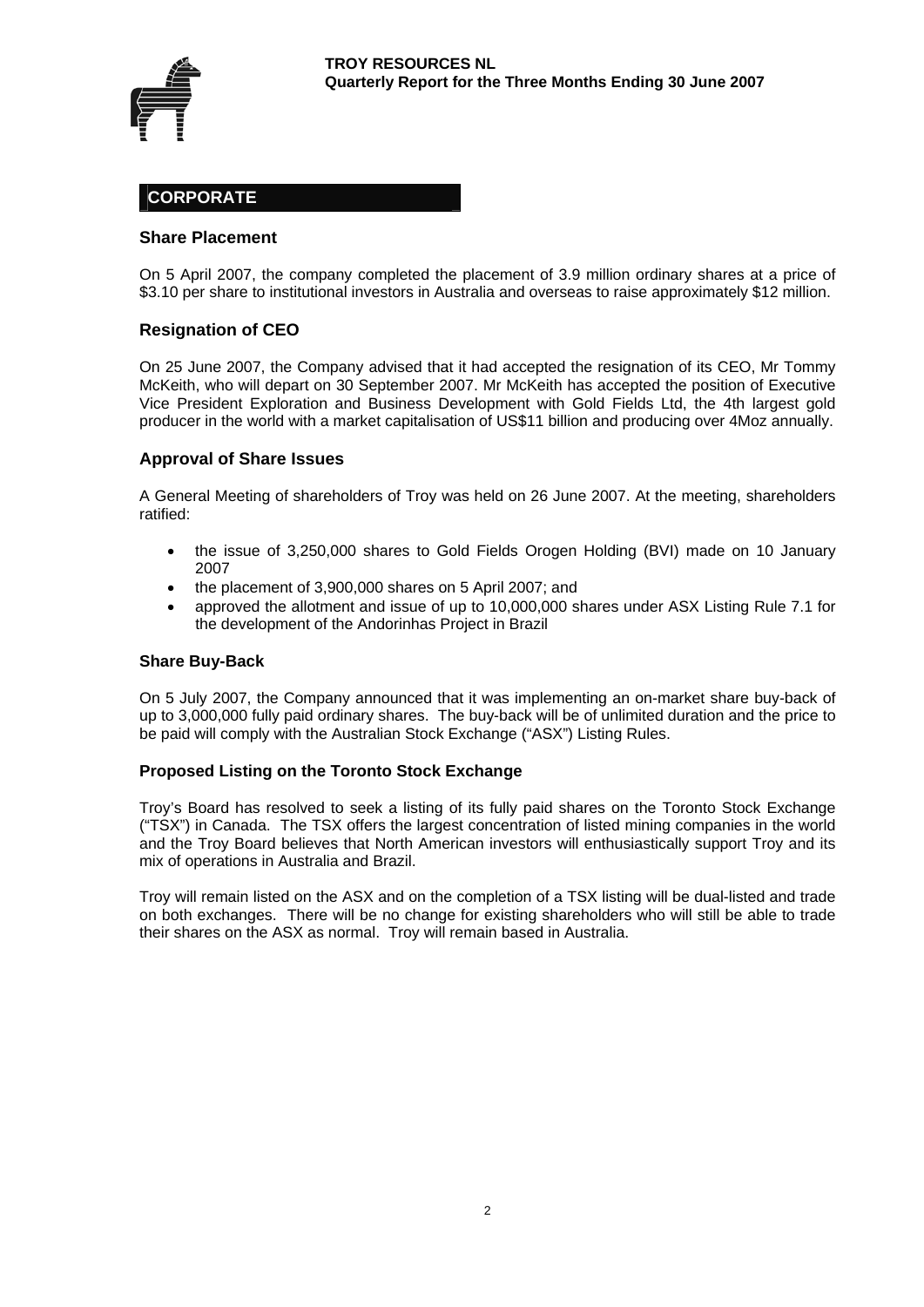## CORPORATE

### Share Placement

On 5 April 2007, the company completed the placement of 3.9 million ordinary shares at a price of \$3.10 per share to institutional investors in Australia and overseas to raise approximately \$12 million.

### Resignation of CEO

On 25 June 2007, the Company advised that it had accepted the resignation of its CEO, Mr Tommy McKeith, who will depart on 30 September 2007. Mr McKeith has accepted the position of Executive Vice President Exploration and Business Development with Gold Fields Ltd, the 4th largest gold producer in the world with a market capitalisation of US\$11 billion and producing over 4Moz annually.

### Approval of Share Issues

A General Meeting of shareholders of Troy was held on 26 June 2007. At the meeting, shareholders ratified:

- the issue of 3,250,000 shares to Gold Fields Orogen Holding (BVI) made on 10 January 2007
- the placement of 3,900,000 shares on 5 April 2007; and
- approved the allotment and issue of up to 10,000,000 shares under ASX Listing Rule 7.1 for the development of the Andorinhas Project in Brazil

#### Share Buy-Back

On 5 July 2007, the Company announced that it was implementing an on-market share buy-back of up to 3,000,000 fully paid ordinary shares. The buy-back will be of unlimited duration and the price to be paid will comply with the Australian Stock Exchange ("ASX") Listing Rules.

#### Proposed Listing on the Toronto Stock Exchange

Troy's Board has resolved to seek a listing of its fully paid shares on the Toronto Stock Exchange ("TSX") in Canada. The TSX offers the largest concentration of listed mining companies in the world and the Troy Board believes that North American investors will enthusiastically support Troy and its mix of operations in Australia and Brazil.

Troy will remain listed on the ASX and on the completion of a TSX listing will be dual-listed and trade on both exchanges. There will be no change for existing shareholders who will still be able to trade their shares on the ASX as normal. Troy will remain based in Australia.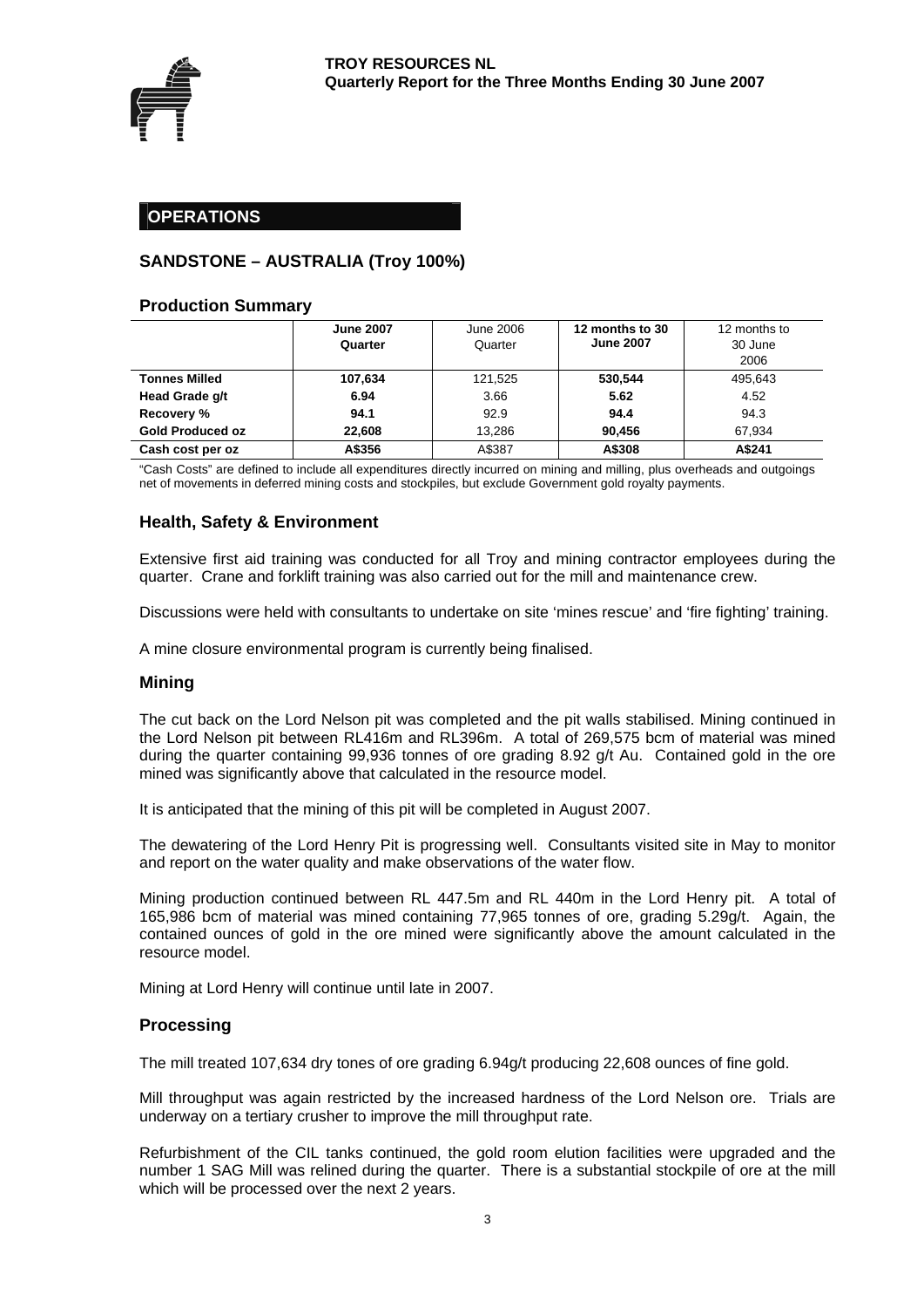## OPERATIONS

### SANDSTONE – AUSTRALIA (Troy 100%)

#### Production Summary

| | **June 2007 Quarter** | June 2006 Quarter | **12 months to 30 June 2007** | 12 months to 30 June 2006 |
|---|---|---|---|---|
| **Tonnes Milled** | **107,634** | 121,525 | **530,544** | 495,643 |
| **Head Grade g/t** | **6.94** | 3.66 | **5.62** | 4.52 |
| **Recovery %** | **94.1** | 92.9 | **94.4** | 94.3 |
| **Gold Produced oz** | **22,608** | 13,286 | **90,456** | 67,934 |
| **Cash cost per oz** | **A$356** | A$387 | **A$308** | **A$241** |

"Cash Costs" are defined to include all expenditures directly incurred on mining and milling, plus overheads and outgoings net of movements in deferred mining costs and stockpiles, but exclude Government gold royalty payments.

#### Health, Safety & Environment

Extensive first aid training was conducted for all Troy and mining contractor employees during the quarter. Crane and forklift training was also carried out for the mill and maintenance crew.

Discussions were held with consultants to undertake on site 'mines rescue' and 'fire fighting' training.

A mine closure environmental program is currently being finalised.

#### Mining

The cut back on the Lord Nelson pit was completed and the pit walls stabilised. Mining continued in the Lord Nelson pit between RL416m and RL396m. A total of 269,575 bcm of material was mined during the quarter containing 99,936 tonnes of ore grading 8.92 g/t Au. Contained gold in the ore mined was significantly above that calculated in the resource model.

It is anticipated that the mining of this pit will be completed in August 2007.

The dewatering of the Lord Henry Pit is progressing well. Consultants visited site in May to monitor and report on the water quality and make observations of the water flow.

Mining production continued between RL 447.5m and RL 440m in the Lord Henry pit. A total of 165,986 bcm of material was mined containing 77,965 tonnes of ore, grading 5.29g/t. Again, the contained ounces of gold in the ore mined were significantly above the amount calculated in the resource model.

Mining at Lord Henry will continue until late in 2007.

#### Processing

The mill treated 107,634 dry tones of ore grading 6.94g/t producing 22,608 ounces of fine gold.

Mill throughput was again restricted by the increased hardness of the Lord Nelson ore. Trials are underway on a tertiary crusher to improve the mill throughput rate.

Refurbishment of the CIL tanks continued, the gold room elution facilities were upgraded and the number 1 SAG Mill was relined during the quarter. There is a substantial stockpile of ore at the mill which will be processed over the next 2 years.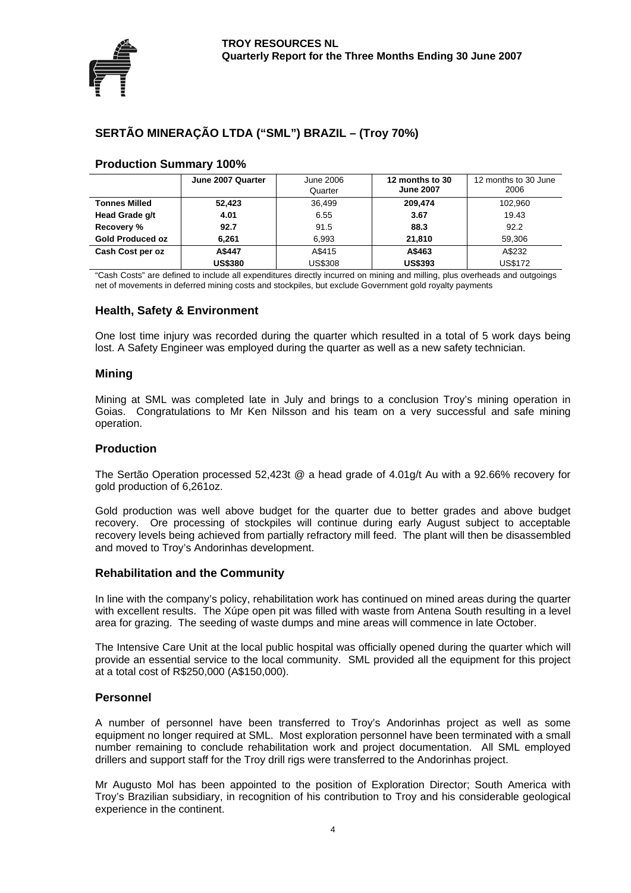## SERTÃO MINERAÇÃO LTDA ("SML") BRAZIL – (Troy 70%)

### Production Summary 100%

| | **June 2007 Quarter** | June 2006 Quarter | **12 months to 30 June 2007** | 12 months to 30 June 2006 |
|---|---|---|---|---|
| **Tonnes Milled** | **52,423** | 36,499 | **209,474** | 102,960 |
| **Head Grade g/t** | **4.01** | 6.55 | **3.67** | 19.43 |
| **Recovery %** | **92.7** | 91.5 | **88.3** | 92.2 |
| **Gold Produced oz** | **6,261** | 6,993 | **21,810** | 59,306 |
| **Cash Cost per oz** | **A$447** | A$415 | **A$463** | A$232 |
| | **US$380** | US$308 | **US$393** | US$172 |

"Cash Costs" are defined to include all expenditures directly incurred on mining and milling, plus overheads and outgoings net of movements in deferred mining costs and stockpiles, but exclude Government gold royalty payments

### Health, Safety & Environment

One lost time injury was recorded during the quarter which resulted in a total of 5 work days being lost. A Safety Engineer was employed during the quarter as well as a new safety technician.

### Mining

Mining at SML was completed late in July and brings to a conclusion Troy's mining operation in Goias. Congratulations to Mr Ken Nilsson and his team on a very successful and safe mining operation.

### Production

The Sertão Operation processed 52,423t @ a head grade of 4.01g/t Au with a 92.66% recovery for gold production of 6,261oz.

Gold production was well above budget for the quarter due to better grades and above budget recovery. Ore processing of stockpiles will continue during early August subject to acceptable recovery levels being achieved from partially refractory mill feed. The plant will then be disassembled and moved to Troy's Andorinhas development.

### Rehabilitation and the Community

In line with the company's policy, rehabilitation work has continued on mined areas during the quarter with excellent results. The Xúpe open pit was filled with waste from Antena South resulting in a level area for grazing. The seeding of waste dumps and mine areas will commence in late October.

The Intensive Care Unit at the local public hospital was officially opened during the quarter which will provide an essential service to the local community. SML provided all the equipment for this project at a total cost of R$250,000 (A$150,000).

### Personnel

A number of personnel have been transferred to Troy's Andorinhas project as well as some equipment no longer required at SML. Most exploration personnel have been terminated with a small number remaining to conclude rehabilitation work and project documentation. All SML employed drillers and support staff for the Troy drill rigs were transferred to the Andorinhas project.

Mr Augusto Mol has been appointed to the position of Exploration Director; South America with Troy's Brazilian subsidiary, in recognition of his contribution to Troy and his considerable geological experience in the continent.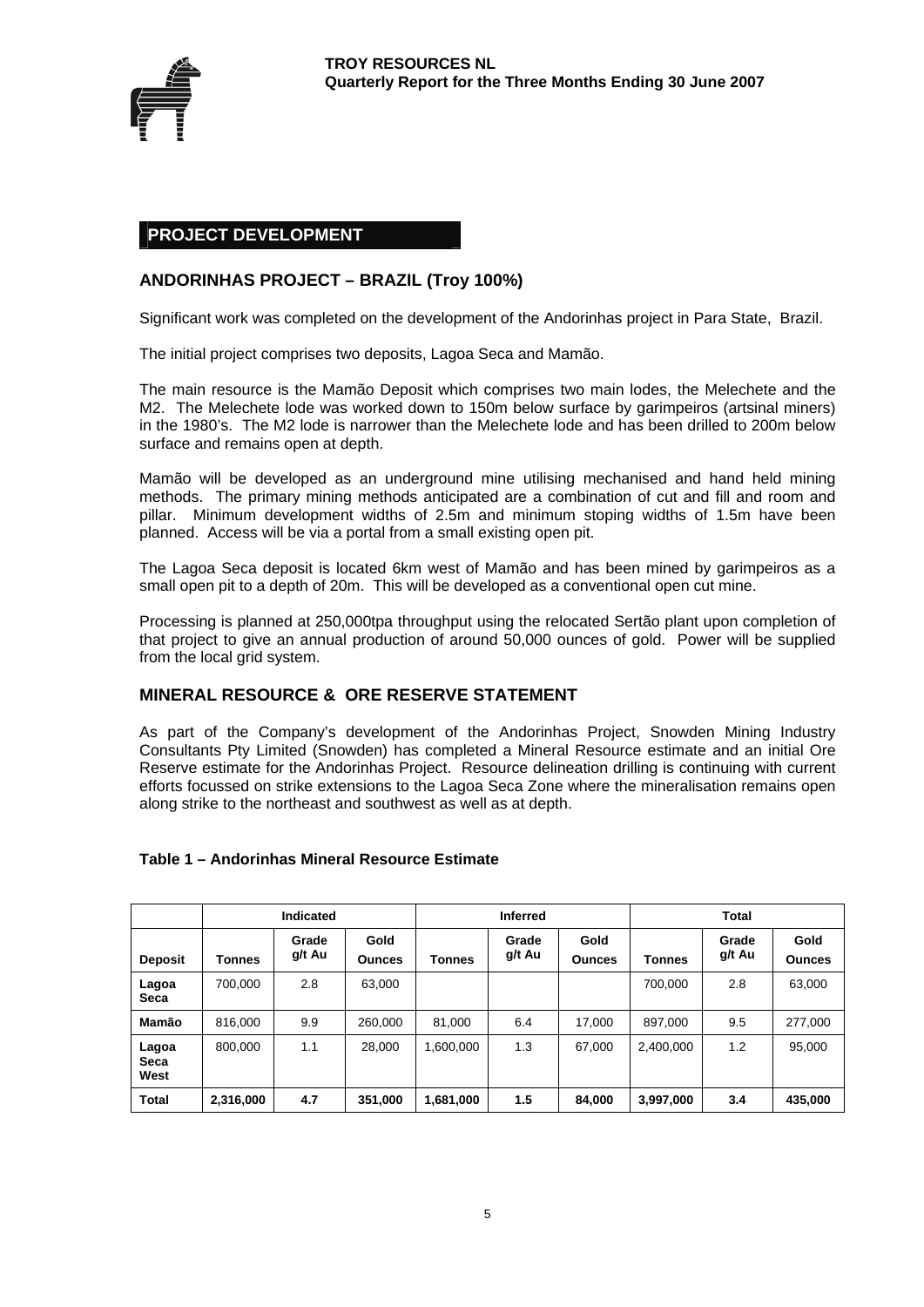## PROJECT DEVELOPMENT

### ANDORINHAS PROJECT – BRAZIL (Troy 100%)

Significant work was completed on the development of the Andorinhas project in Para State, Brazil.

The initial project comprises two deposits, Lagoa Seca and Mamão.

The main resource is the Mamão Deposit which comprises two main lodes, the Melechete and the M2. The Melechete lode was worked down to 150m below surface by garimpeiros (artsinal miners) in the 1980's. The M2 lode is narrower than the Melechete lode and has been drilled to 200m below surface and remains open at depth.

Mamão will be developed as an underground mine utilising mechanised and hand held mining methods. The primary mining methods anticipated are a combination of cut and fill and room and pillar. Minimum development widths of 2.5m and minimum stoping widths of 1.5m have been planned. Access will be via a portal from a small existing open pit.

The Lagoa Seca deposit is located 6km west of Mamão and has been mined by garimpeiros as a small open pit to a depth of 20m. This will be developed as a conventional open cut mine.

Processing is planned at 250,000tpa throughput using the relocated Sertão plant upon completion of that project to give an annual production of around 50,000 ounces of gold. Power will be supplied from the local grid system.

### MINERAL RESOURCE & ORE RESERVE STATEMENT

As part of the Company's development of the Andorinhas Project, Snowden Mining Industry Consultants Pty Limited (Snowden) has completed a Mineral Resource estimate and an initial Ore Reserve estimate for the Andorinhas Project. Resource delineation drilling is continuing with current efforts focussed on strike extensions to the Lagoa Seca Zone where the mineralisation remains open along strike to the northeast and southwest as well as at depth.

**Table 1 – Andorinhas Mineral Resource Estimate**

| | Indicated | | | Inferred | | | Total | | |
|---|---|---|---|---|---|---|---|---|---|
| **Deposit** | **Tonnes** | **Grade g/t Au** | **Gold Ounces** | **Tonnes** | **Grade g/t Au** | **Gold Ounces** | **Tonnes** | **Grade g/t Au** | **Gold Ounces** |
| **Lagoa Seca** | 700,000 | 2.8 | 63,000 | | | | 700,000 | 2.8 | 63,000 |
| **Mamão** | 816,000 | 9.9 | 260,000 | 81,000 | 6.4 | 17,000 | 897,000 | 9.5 | 277,000 |
| **Lagoa Seca West** | 800,000 | 1.1 | 28,000 | 1,600,000 | 1.3 | 67,000 | 2,400,000 | 1.2 | 95,000 |
| **Total** | **2,316,000** | **4.7** | **351,000** | **1,681,000** | **1.5** | **84,000** | **3,997,000** | **3.4** | **435,000** |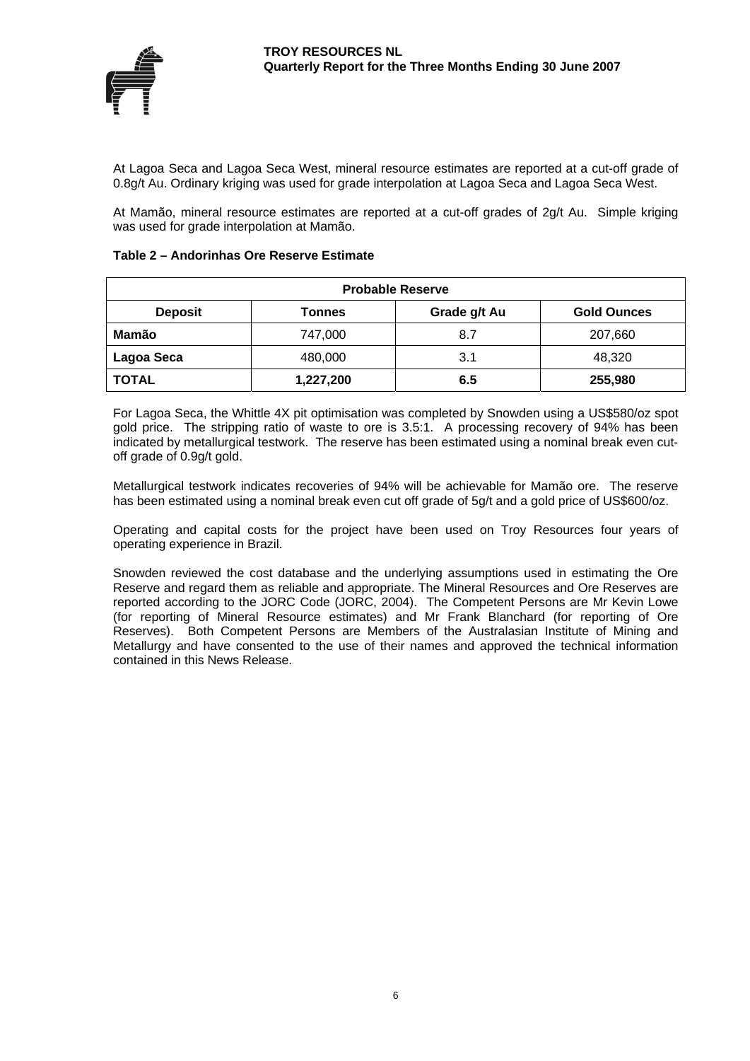At Lagoa Seca and Lagoa Seca West, mineral resource estimates are reported at a cut-off grade of 0.8g/t Au. Ordinary kriging was used for grade interpolation at Lagoa Seca and Lagoa Seca West.

At Mamão, mineral resource estimates are reported at a cut-off grades of 2g/t Au. Simple kriging was used for grade interpolation at Mamão.

**Table 2 – Andorinhas Ore Reserve Estimate**

| Probable Reserve | | | |
|---|---|---|---|
| **Deposit** | **Tonnes** | **Grade g/t Au** | **Gold Ounces** |
| **Mamão** | 747,000 | 8.7 | 207,660 |
| **Lagoa Seca** | 480,000 | 3.1 | 48,320 |
| **TOTAL** | **1,227,200** | **6.5** | **255,980** |

For Lagoa Seca, the Whittle 4X pit optimisation was completed by Snowden using a US$580/oz spot gold price. The stripping ratio of waste to ore is 3.5:1. A processing recovery of 94% has been indicated by metallurgical testwork. The reserve has been estimated using a nominal break even cut-off grade of 0.9g/t gold.

Metallurgical testwork indicates recoveries of 94% will be achievable for Mamão ore. The reserve has been estimated using a nominal break even cut off grade of 5g/t and a gold price of US$600/oz.

Operating and capital costs for the project have been used on Troy Resources four years of operating experience in Brazil.

Snowden reviewed the cost database and the underlying assumptions used in estimating the Ore Reserve and regard them as reliable and appropriate. The Mineral Resources and Ore Reserves are reported according to the JORC Code (JORC, 2004). The Competent Persons are Mr Kevin Lowe (for reporting of Mineral Resource estimates) and Mr Frank Blanchard (for reporting of Ore Reserves). Both Competent Persons are Members of the Australasian Institute of Mining and Metallurgy and have consented to the use of their names and approved the technical information contained in this News Release.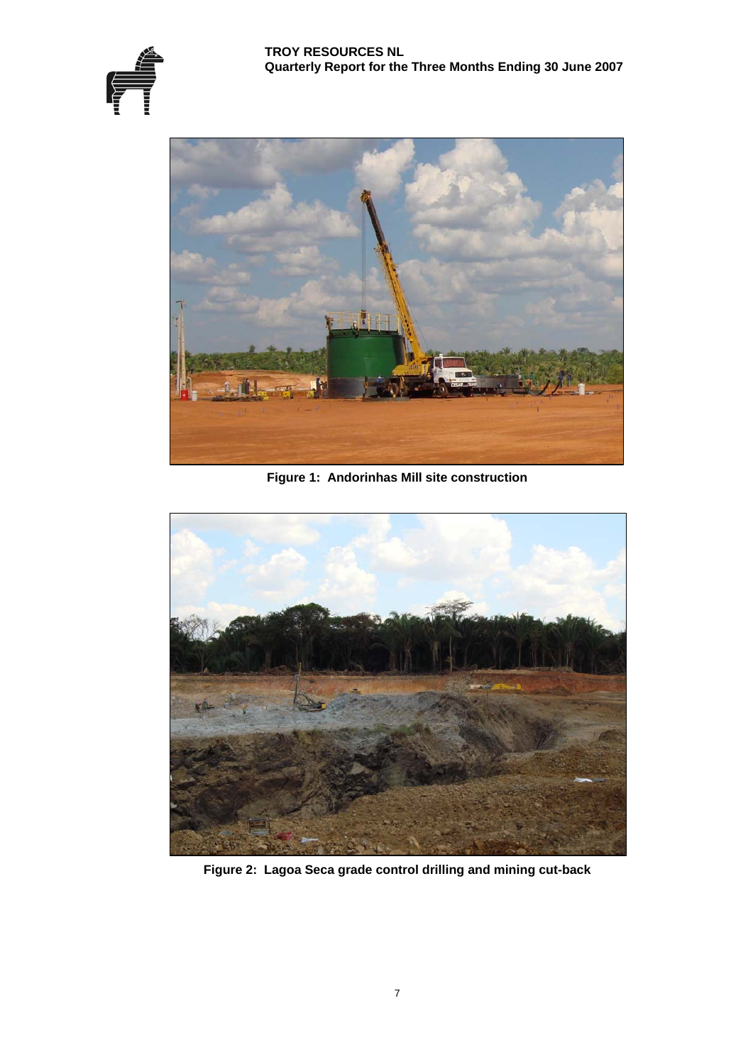Figure 1: Andorinhas Mill site construction

Figure 2: Lagoa Seca grade control drilling and mining cut-back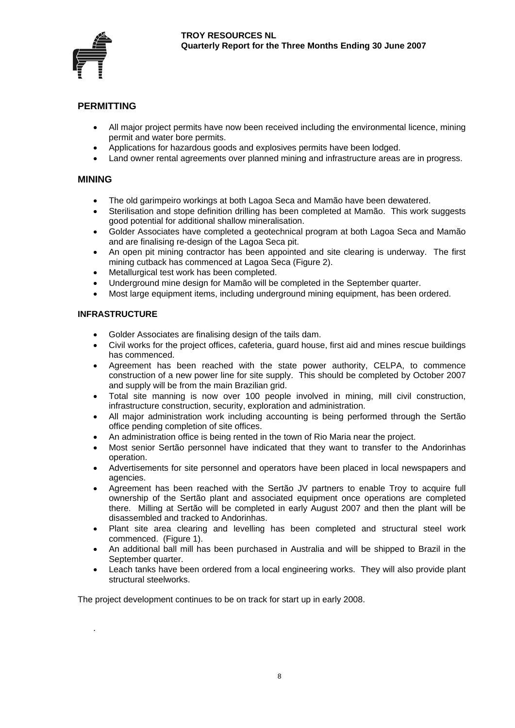## PERMITTING

- All major project permits have now been received including the environmental licence, mining permit and water bore permits.
- Applications for hazardous goods and explosives permits have been lodged.
- Land owner rental agreements over planned mining and infrastructure areas are in progress.

## MINING

- The old garimpeiro workings at both Lagoa Seca and Mamão have been dewatered.
- Sterilisation and stope definition drilling has been completed at Mamão. This work suggests good potential for additional shallow mineralisation.
- Golder Associates have completed a geotechnical program at both Lagoa Seca and Mamão and are finalising re-design of the Lagoa Seca pit.
- An open pit mining contractor has been appointed and site clearing is underway. The first mining cutback has commenced at Lagoa Seca (Figure 2).
- Metallurgical test work has been completed.
- Underground mine design for Mamão will be completed in the September quarter.
- Most large equipment items, including underground mining equipment, has been ordered.

### INFRASTRUCTURE

- Golder Associates are finalising design of the tails dam.
- Civil works for the project offices, cafeteria, guard house, first aid and mines rescue buildings has commenced.
- Agreement has been reached with the state power authority, CELPA, to commence construction of a new power line for site supply. This should be completed by October 2007 and supply will be from the main Brazilian grid.
- Total site manning is now over 100 people involved in mining, mill civil construction, infrastructure construction, security, exploration and administration.
- All major administration work including accounting is being performed through the Sertão office pending completion of site offices.
- An administration office is being rented in the town of Rio Maria near the project.
- Most senior Sertão personnel have indicated that they want to transfer to the Andorinhas operation.
- Advertisements for site personnel and operators have been placed in local newspapers and agencies.
- Agreement has been reached with the Sertão JV partners to enable Troy to acquire full ownership of the Sertão plant and associated equipment once operations are completed there. Milling at Sertão will be completed in early August 2007 and then the plant will be disassembled and tracked to Andorinhas.
- Plant site area clearing and levelling has been completed and structural steel work commenced. (Figure 1).
- An additional ball mill has been purchased in Australia and will be shipped to Brazil in the September quarter.
- Leach tanks have been ordered from a local engineering works. They will also provide plant structural steelworks.

The project development continues to be on track for start up in early 2008.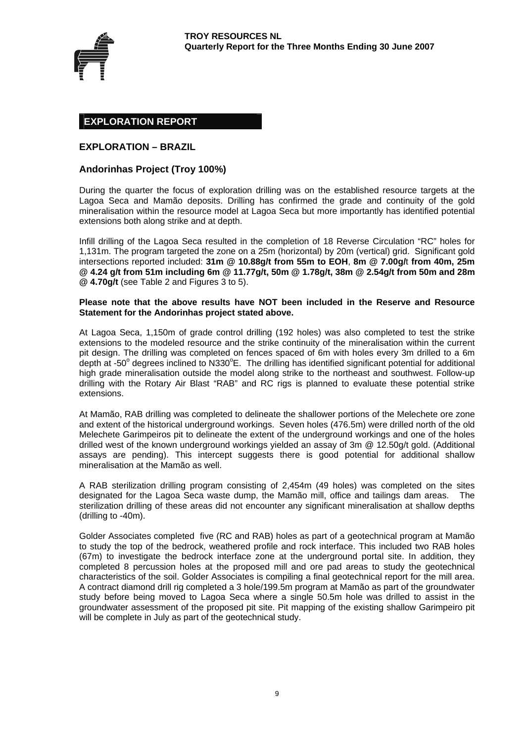## EXPLORATION REPORT

### EXPLORATION – BRAZIL

#### Andorinhas Project (Troy 100%)

During the quarter the focus of exploration drilling was on the established resource targets at the Lagoa Seca and Mamão deposits. Drilling has confirmed the grade and continuity of the gold mineralisation within the resource model at Lagoa Seca but more importantly has identified potential extensions both along strike and at depth.

Infill drilling of the Lagoa Seca resulted in the completion of 18 Reverse Circulation "RC" holes for 1,131m. The program targeted the zone on a 25m (horizontal) by 20m (vertical) grid. Significant gold intersections reported included: **31m @ 10.88g/t from 55m to EOH**, **8m @ 7.00g/**t **from 40m, 25m @ 4.24 g/t from 51m including 6m @ 11.77g/t, 50m @ 1.78g/t, 38m @ 2.54g/t from 50m and 28m @ 4.70g/t** (see Table 2 and Figures 3 to 5).

**Please note that the above results have NOT been included in the Reserve and Resource Statement for the Andorinhas project stated above.**

At Lagoa Seca, 1,150m of grade control drilling (192 holes) was also completed to test the strike extensions to the modeled resource and the strike continuity of the mineralisation within the current pit design. The drilling was completed on fences spaced of 6m with holes every 3m drilled to a 6m depth at -50° degrees inclined to N330°E. The drilling has identified significant potential for additional high grade mineralisation outside the model along strike to the northeast and southwest. Follow-up drilling with the Rotary Air Blast "RAB" and RC rigs is planned to evaluate these potential strike extensions.

At Mamão, RAB drilling was completed to delineate the shallower portions of the Melechete ore zone and extent of the historical underground workings. Seven holes (476.5m) were drilled north of the old Melechete Garimpeiros pit to delineate the extent of the underground workings and one of the holes drilled west of the known underground workings yielded an assay of 3m @ 12.50g/t gold. (Additional assays are pending). This intercept suggests there is good potential for additional shallow mineralisation at the Mamão as well.

A RAB sterilization drilling program consisting of 2,454m (49 holes) was completed on the sites designated for the Lagoa Seca waste dump, the Mamão mill, office and tailings dam areas. The sterilization drilling of these areas did not encounter any significant mineralisation at shallow depths (drilling to -40m).

Golder Associates completed five (RC and RAB) holes as part of a geotechnical program at Mamão to study the top of the bedrock, weathered profile and rock interface. This included two RAB holes (67m) to investigate the bedrock interface zone at the underground portal site. In addition, they completed 8 percussion holes at the proposed mill and ore pad areas to study the geotechnical characteristics of the soil. Golder Associates is compiling a final geotechnical report for the mill area. A contract diamond drill rig completed a 3 hole/199.5m program at Mamão as part of the groundwater study before being moved to Lagoa Seca where a single 50.5m hole was drilled to assist in the groundwater assessment of the proposed pit site. Pit mapping of the existing shallow Garimpeiro pit will be complete in July as part of the geotechnical study.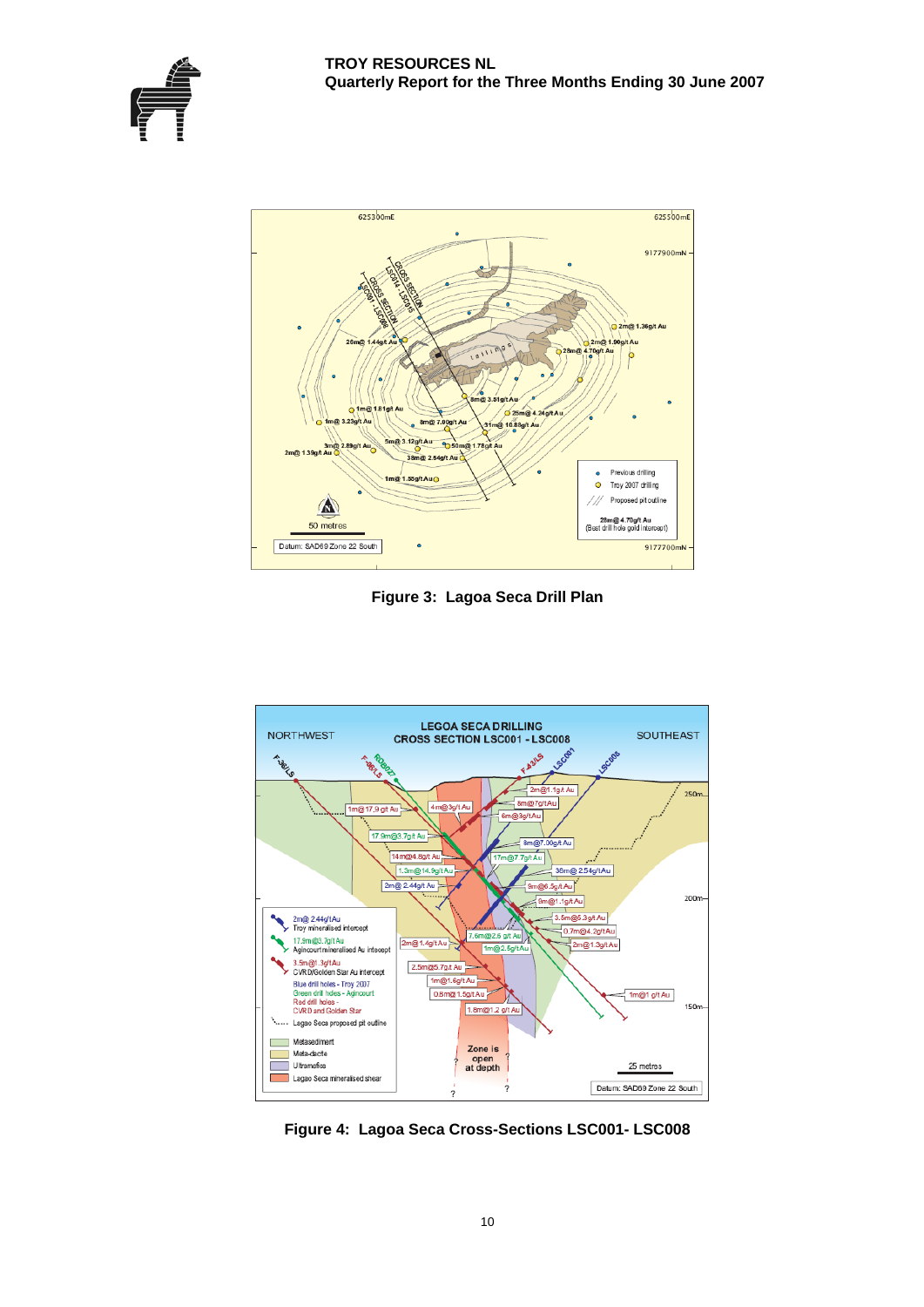**Figure 3: Lagoa Seca Drill Plan**

**Figure 4: Lagoa Seca Cross-Sections LSC001- LSC008**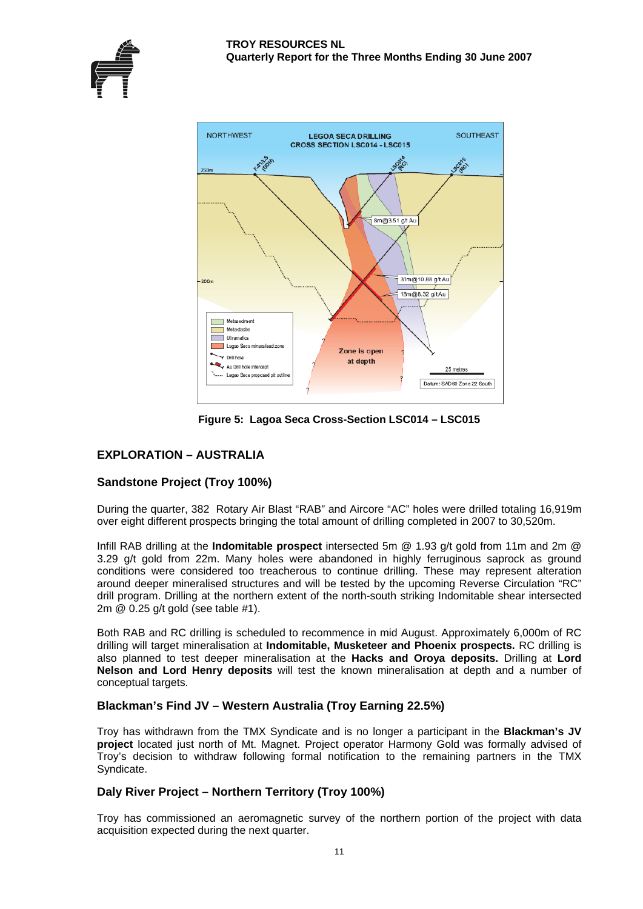**Figure 5: Lagoa Seca Cross-Section LSC014 – LSC015**

## EXPLORATION – AUSTRALIA

### Sandstone Project (Troy 100%)

During the quarter, 382 Rotary Air Blast "RAB" and Aircore "AC" holes were drilled totaling 16,919m over eight different prospects bringing the total amount of drilling completed in 2007 to 30,520m.

Infill RAB drilling at the **Indomitable prospect** intersected 5m @ 1.93 g/t gold from 11m and 2m @ 3.29 g/t gold from 22m. Many holes were abandoned in highly ferruginous saprock as ground conditions were considered too treacherous to continue drilling. These may represent alteration around deeper mineralised structures and will be tested by the upcoming Reverse Circulation "RC" drill program. Drilling at the northern extent of the north-south striking Indomitable shear intersected 2m @ 0.25 g/t gold (see table #1).

Both RAB and RC drilling is scheduled to recommence in mid August. Approximately 6,000m of RC drilling will target mineralisation at **Indomitable, Musketeer and Phoenix prospects.** RC drilling is also planned to test deeper mineralisation at the **Hacks and Oroya deposits.** Drilling at **Lord Nelson and Lord Henry deposits** will test the known mineralisation at depth and a number of conceptual targets.

### Blackman's Find JV – Western Australia (Troy Earning 22.5%)

Troy has withdrawn from the TMX Syndicate and is no longer a participant in the **Blackman's JV project** located just north of Mt. Magnet. Project operator Harmony Gold was formally advised of Troy's decision to withdraw following formal notification to the remaining partners in the TMX Syndicate.

### Daly River Project – Northern Territory (Troy 100%)

Troy has commissioned an aeromagnetic survey of the northern portion of the project with data acquisition expected during the next quarter.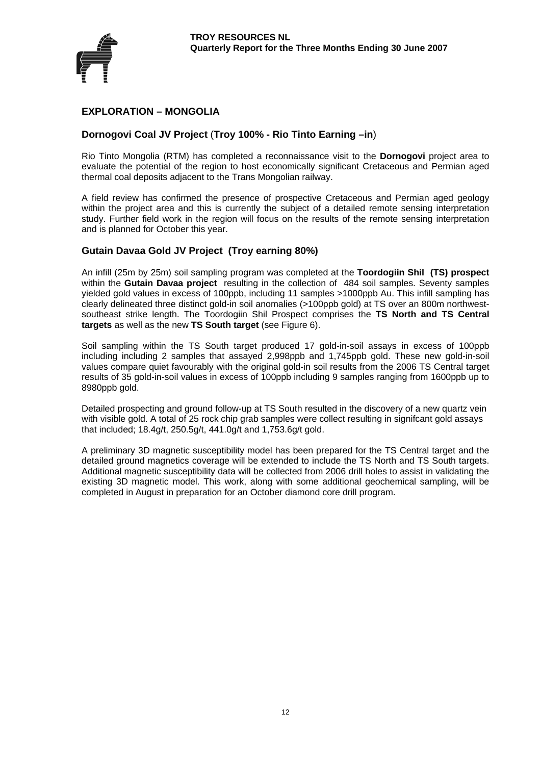## EXPLORATION – MONGOLIA

### Dornogovi Coal JV Project (Troy 100% - Rio Tinto Earning –in)

Rio Tinto Mongolia (RTM) has completed a reconnaissance visit to the **Dornogovi** project area to evaluate the potential of the region to host economically significant Cretaceous and Permian aged thermal coal deposits adjacent to the Trans Mongolian railway.

A field review has confirmed the presence of prospective Cretaceous and Permian aged geology within the project area and this is currently the subject of a detailed remote sensing interpretation study. Further field work in the region will focus on the results of the remote sensing interpretation and is planned for October this year.

### Gutain Davaa Gold JV Project (Troy earning 80%)

An infill (25m by 25m) soil sampling program was completed at the **Toordogiin Shil (TS) prospect** within the **Gutain Davaa project** resulting in the collection of 484 soil samples. Seventy samples yielded gold values in excess of 100ppb, including 11 samples >1000ppb Au. This infill sampling has clearly delineated three distinct gold-in soil anomalies (>100ppb gold) at TS over an 800m northwest-southeast strike length. The Toordogiin Shil Prospect comprises the **TS North and TS Central targets** as well as the new **TS South target** (see Figure 6).

Soil sampling within the TS South target produced 17 gold-in-soil assays in excess of 100ppb including including 2 samples that assayed 2,998ppb and 1,745ppb gold. These new gold-in-soil values compare quiet favourably with the original gold-in soil results from the 2006 TS Central target results of 35 gold-in-soil values in excess of 100ppb including 9 samples ranging from 1600ppb up to 8980ppb gold.

Detailed prospecting and ground follow-up at TS South resulted in the discovery of a new quartz vein with visible gold. A total of 25 rock chip grab samples were collect resulting in signifcant gold assays that included; 18.4g/t, 250.5g/t, 441.0g/t and 1,753.6g/t gold.

A preliminary 3D magnetic susceptibility model has been prepared for the TS Central target and the detailed ground magnetics coverage will be extended to include the TS North and TS South targets. Additional magnetic susceptibility data will be collected from 2006 drill holes to assist in validating the existing 3D magnetic model. This work, along with some additional geochemical sampling, will be completed in August in preparation for an October diamond core drill program.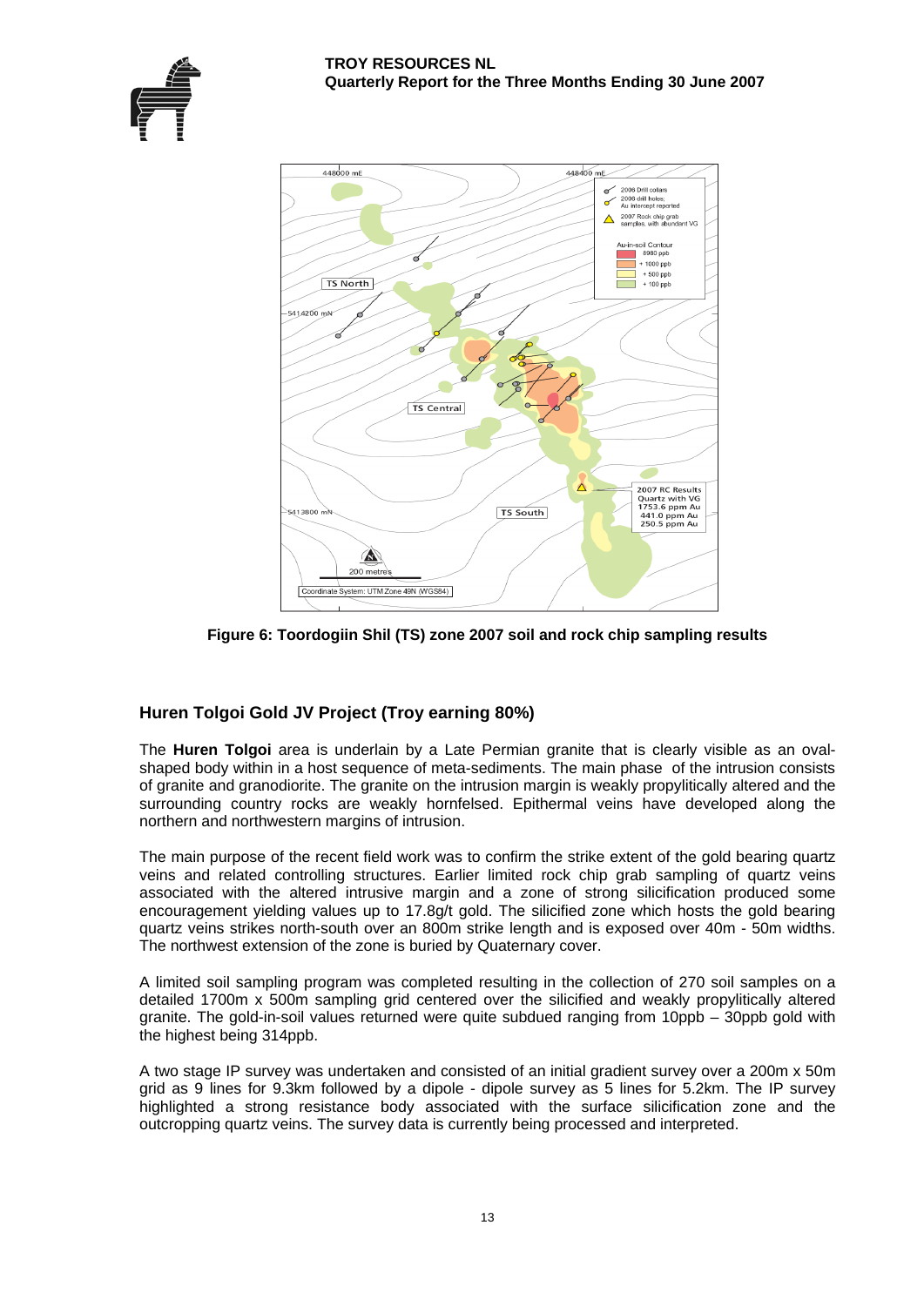Figure 6: Toordogiin Shil (TS) zone 2007 soil and rock chip sampling results

## Huren Tolgoi Gold JV Project (Troy earning 80%)

The **Huren Tolgoi** area is underlain by a Late Permian granite that is clearly visible as an oval-shaped body within in a host sequence of meta-sediments. The main phase of the intrusion consists of granite and granodiorite. The granite on the intrusion margin is weakly propylitically altered and the surrounding country rocks are weakly hornfelsed. Epithermal veins have developed along the northern and northwestern margins of intrusion.

The main purpose of the recent field work was to confirm the strike extent of the gold bearing quartz veins and related controlling structures. Earlier limited rock chip grab sampling of quartz veins associated with the altered intrusive margin and a zone of strong silicification produced some encouragement yielding values up to 17.8g/t gold. The silicified zone which hosts the gold bearing quartz veins strikes north-south over an 800m strike length and is exposed over 40m - 50m widths. The northwest extension of the zone is buried by Quaternary cover.

A limited soil sampling program was completed resulting in the collection of 270 soil samples on a detailed 1700m x 500m sampling grid centered over the silicified and weakly propylitically altered granite. The gold-in-soil values returned were quite subdued ranging from 10ppb – 30ppb gold with the highest being 314ppb.

A two stage IP survey was undertaken and consisted of an initial gradient survey over a 200m x 50m grid as 9 lines for 9.3km followed by a dipole - dipole survey as 5 lines for 5.2km. The IP survey highlighted a strong resistance body associated with the surface silicification zone and the outcropping quartz veins. The survey data is currently being processed and interpreted.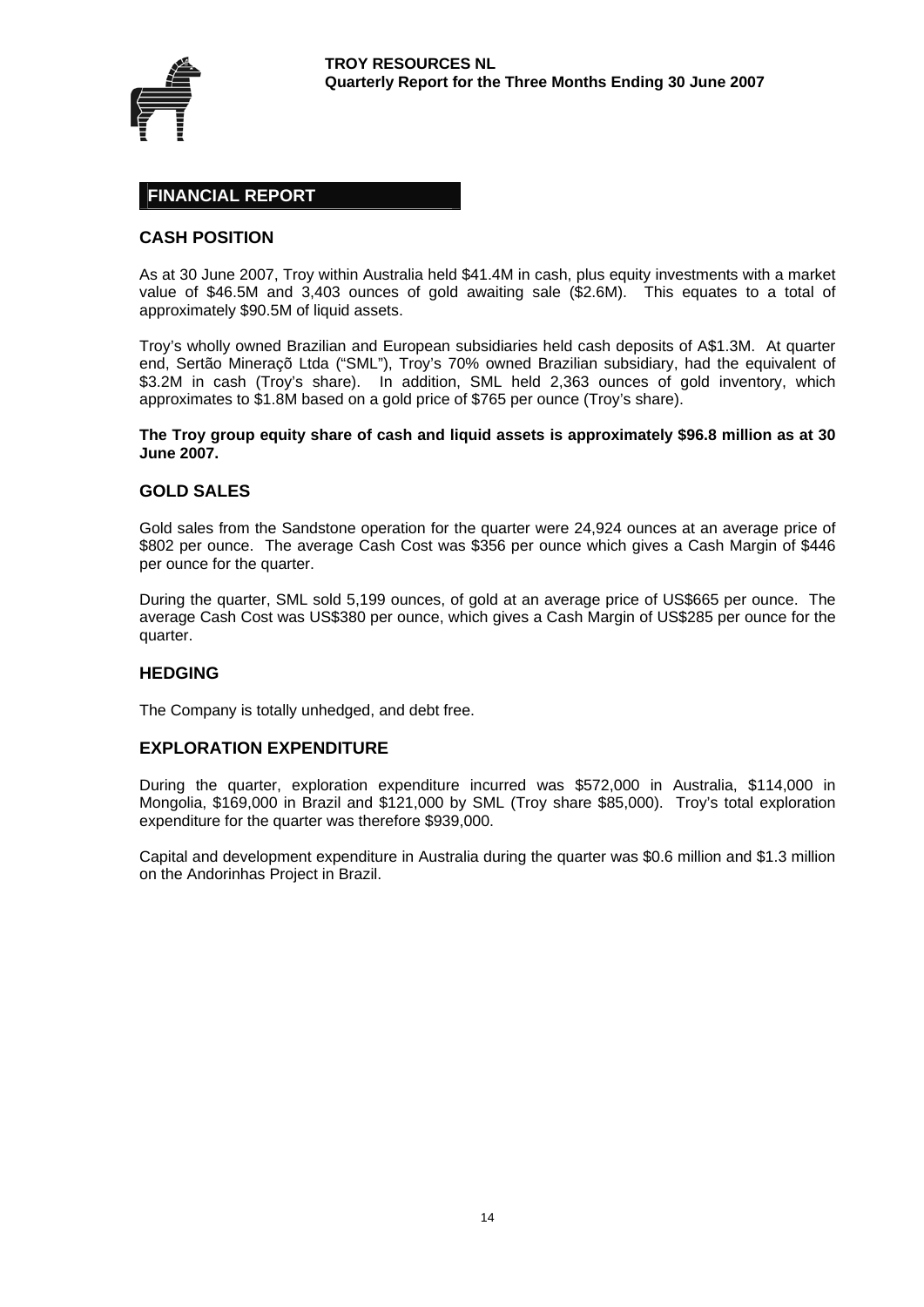## FINANCIAL REPORT

### CASH POSITION

As at 30 June 2007, Troy within Australia held $41.4M in cash, plus equity investments with a market value of $46.5M and 3,403 ounces of gold awaiting sale ($2.6M). This equates to a total of approximately $90.5M of liquid assets.

Troy's wholly owned Brazilian and European subsidiaries held cash deposits of A$1.3M. At quarter end, Sertão Mineraçõ Ltda ("SML"), Troy's 70% owned Brazilian subsidiary, had the equivalent of $3.2M in cash (Troy's share). In addition, SML held 2,363 ounces of gold inventory, which approximates to $1.8M based on a gold price of $765 per ounce (Troy's share).

**The Troy group equity share of cash and liquid assets is approximately $96.8 million as at 30 June 2007.**

### GOLD SALES

Gold sales from the Sandstone operation for the quarter were 24,924 ounces at an average price of $802 per ounce. The average Cash Cost was $356 per ounce which gives a Cash Margin of $446 per ounce for the quarter.

During the quarter, SML sold 5,199 ounces, of gold at an average price of US$665 per ounce. The average Cash Cost was US$380 per ounce, which gives a Cash Margin of US$285 per ounce for the quarter.

### HEDGING

The Company is totally unhedged, and debt free.

### EXPLORATION EXPENDITURE

During the quarter, exploration expenditure incurred was $572,000 in Australia, $114,000 in Mongolia, $169,000 in Brazil and $121,000 by SML (Troy share $85,000). Troy's total exploration expenditure for the quarter was therefore $939,000.

Capital and development expenditure in Australia during the quarter was $0.6 million and $1.3 million on the Andorinhas Project in Brazil.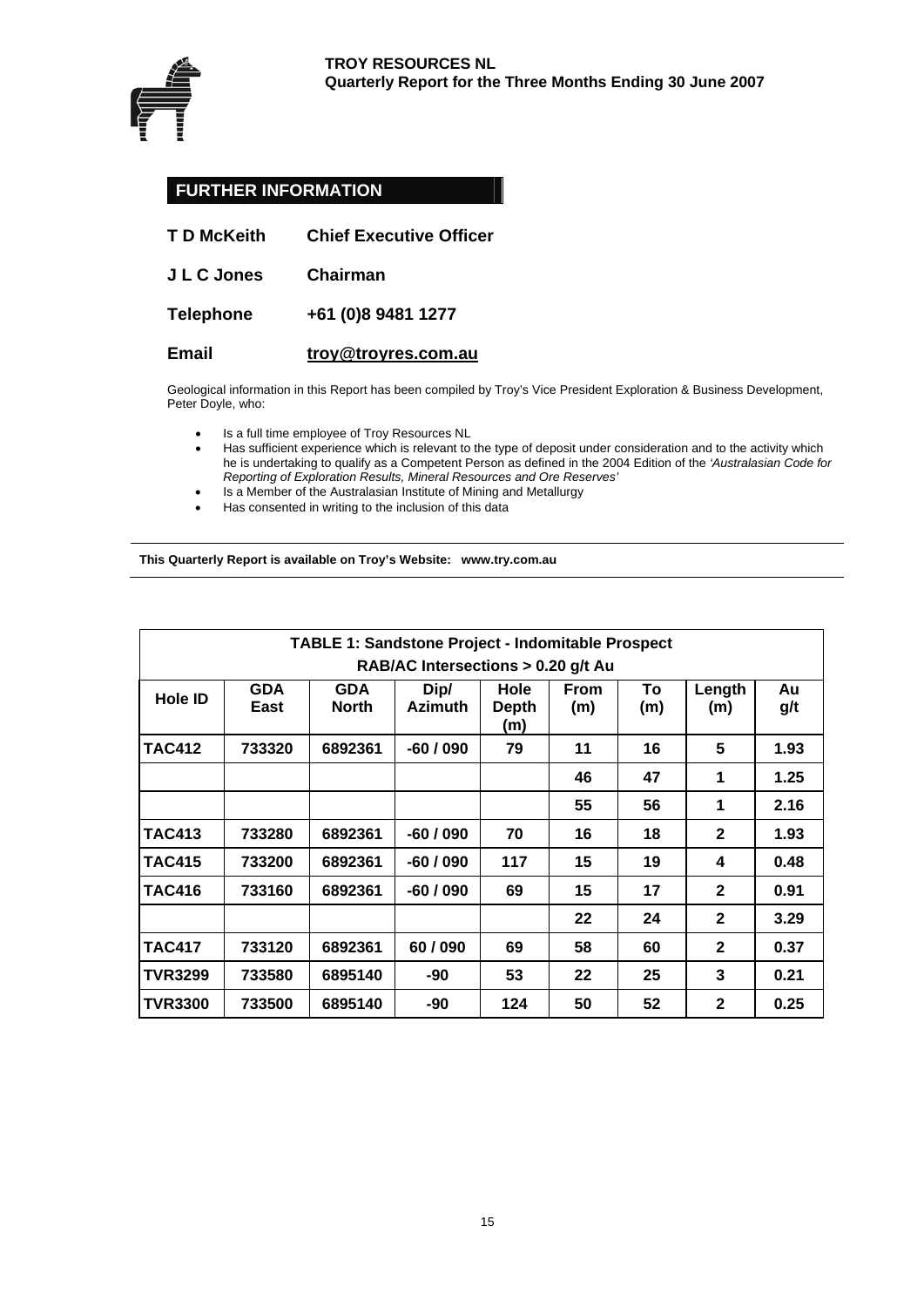## FURTHER INFORMATION

**T D McKeith** **Chief Executive Officer**

**J L C Jones** **Chairman**

**Telephone** **+61 (0)8 9481 1277**

**Email** **troy@troyres.com.au**

Geological information in this Report has been compiled by Troy's Vice President Exploration & Business Development, Peter Doyle, who:

- Is a full time employee of Troy Resources NL
- Has sufficient experience which is relevant to the type of deposit under consideration and to the activity which he is undertaking to qualify as a Competent Person as defined in the 2004 Edition of the *'Australasian Code for Reporting of Exploration Results, Mineral Resources and Ore Reserves'*
- Is a Member of the Australasian Institute of Mining and Metallurgy
- Has consented in writing to the inclusion of this data

**This Quarterly Report is available on Troy's Website: www.try.com.au**

**TABLE 1: Sandstone Project - Indomitable Prospect**
**RAB/AC Intersections > 0.20 g/t Au**

| Hole ID | GDA East | GDA North | Dip/ Azimuth | Hole Depth (m) | From (m) | To (m) | Length (m) | Au g/t |
|---|---|---|---|---|---|---|---|---|
| TAC412 | 733320 | 6892361 | -60 / 090 | 79 | 11 | 16 | 5 | 1.93 |
| | | | | | 46 | 47 | 1 | 1.25 |
| | | | | | 55 | 56 | 1 | 2.16 |
| TAC413 | 733280 | 6892361 | -60 / 090 | 70 | 16 | 18 | 2 | 1.93 |
| TAC415 | 733200 | 6892361 | -60 / 090 | 117 | 15 | 19 | 4 | 0.48 |
| TAC416 | 733160 | 6892361 | -60 / 090 | 69 | 15 | 17 | 2 | 0.91 |
| | | | | | 22 | 24 | 2 | 3.29 |
| TAC417 | 733120 | 6892361 | 60 / 090 | 69 | 58 | 60 | 2 | 0.37 |
| TVR3299 | 733580 | 6895140 | -90 | 53 | 22 | 25 | 3 | 0.21 |
| TVR3300 | 733500 | 6895140 | -90 | 124 | 50 | 52 | 2 | 0.25 |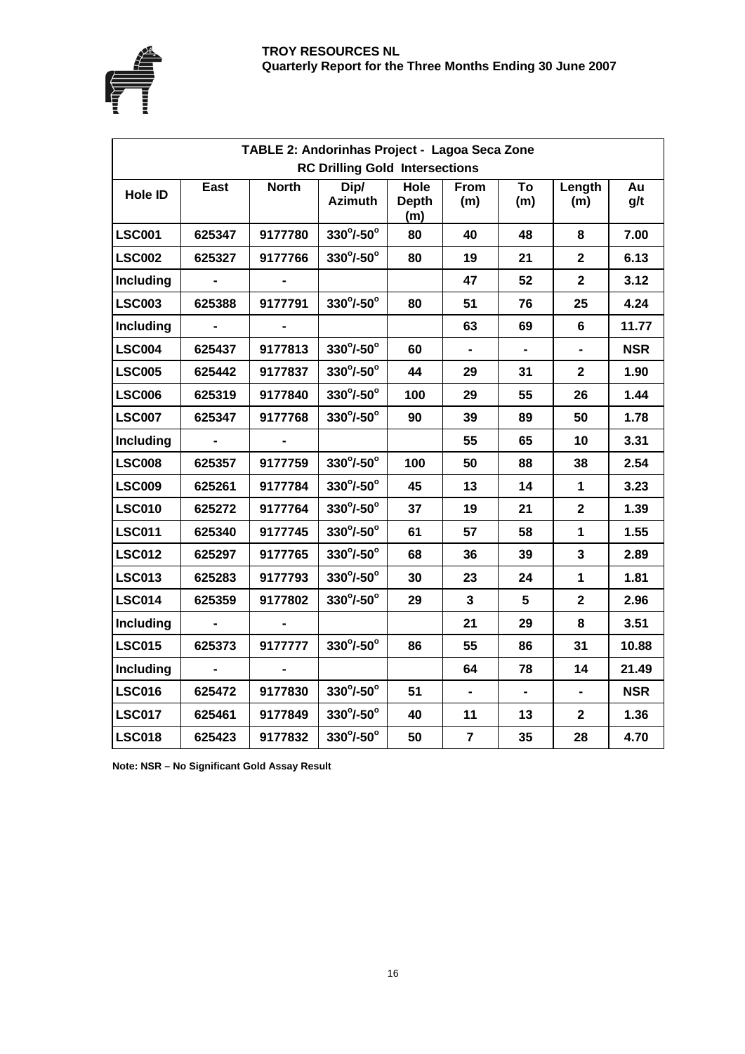| TABLE 2: Andorinhas Project - Lagoa Seca Zone RC Drilling Gold Intersections | | | | | | | | |
|---|---|---|---|---|---|---|---|---|
| **Hole ID** | **East** | **North** | **Dip/ Azimuth** | **Hole Depth (m)** | **From (m)** | **To (m)** | **Length (m)** | **Au g/t** |
| **LSC001** | **625347** | **9177780** | **330°/-50°** | **80** | **40** | **48** | **8** | **7.00** |
| **LSC002** | **625327** | **9177766** | **330°/-50°** | **80** | **19** | **21** | **2** | **6.13** |
| **Including** | **-** | **-** | | | **47** | **52** | **2** | **3.12** |
| **LSC003** | **625388** | **9177791** | **330°/-50°** | **80** | **51** | **76** | **25** | **4.24** |
| **Including** | **-** | **-** | | | **63** | **69** | **6** | **11.77** |
| **LSC004** | **625437** | **9177813** | **330°/-50°** | **60** | **-** | **-** | **-** | **NSR** |
| **LSC005** | **625442** | **9177837** | **330°/-50°** | **44** | **29** | **31** | **2** | **1.90** |
| **LSC006** | **625319** | **9177840** | **330°/-50°** | **100** | **29** | **55** | **26** | **1.44** |
| **LSC007** | **625347** | **9177768** | **330°/-50°** | **90** | **39** | **89** | **50** | **1.78** |
| **Including** | **-** | **-** | | | **55** | **65** | **10** | **3.31** |
| **LSC008** | **625357** | **9177759** | **330°/-50°** | **100** | **50** | **88** | **38** | **2.54** |
| **LSC009** | **625261** | **9177784** | **330°/-50°** | **45** | **13** | **14** | **1** | **3.23** |
| **LSC010** | **625272** | **9177764** | **330°/-50°** | **37** | **19** | **21** | **2** | **1.39** |
| **LSC011** | **625340** | **9177745** | **330°/-50°** | **61** | **57** | **58** | **1** | **1.55** |
| **LSC012** | **625297** | **9177765** | **330°/-50°** | **68** | **36** | **39** | **3** | **2.89** |
| **LSC013** | **625283** | **9177793** | **330°/-50°** | **30** | **23** | **24** | **1** | **1.81** |
| **LSC014** | **625359** | **9177802** | **330°/-50°** | **29** | **3** | **5** | **2** | **2.96** |
| **Including** | **-** | **-** | | | **21** | **29** | **8** | **3.51** |
| **LSC015** | **625373** | **9177777** | **330°/-50°** | **86** | **55** | **86** | **31** | **10.88** |
| **Including** | **-** | **-** | | | **64** | **78** | **14** | **21.49** |
| **LSC016** | **625472** | **9177830** | **330°/-50°** | **51** | **-** | **-** | **-** | **NSR** |
| **LSC017** | **625461** | **9177849** | **330°/-50°** | **40** | **11** | **13** | **2** | **1.36** |
| **LSC018** | **625423** | **9177832** | **330°/-50°** | **50** | **7** | **35** | **28** | **4.70** |

**Note: NSR – No Significant Gold Assay Result**